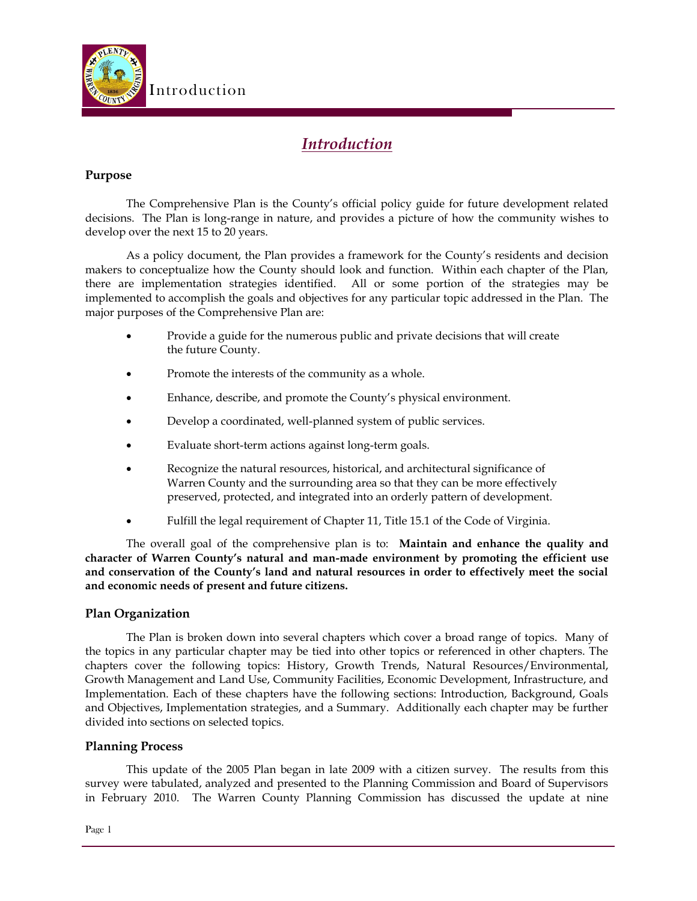# Introduction

## Purpose

The Comprehensive Plan is the County's official policy guide for future development related decisions. The Plan is long-range in nature, and provides a picture of how the community wishes to develop over the next 15 to 20 years.

As a policy document, the Plan provides a framework for the County's residents and decision makers to conceptualize how the County should look and function. Within each chapter of the Plan, there are implementation strategies identified. All or some portion of the strategies may be implemented to accomplish the goals and objectives for any particular topic addressed in the Plan. The major purposes of the Comprehensive Plan are:

- Provide a guide for the numerous public and private decisions that will create the future County.
- Promote the interests of the community as a whole.
- Enhance, describe, and promote the County's physical environment.
- Develop a coordinated, well-planned system of public services.
- Evaluate short-term actions against long-term goals.
- Recognize the natural resources, historical, and architectural significance of Warren County and the surrounding area so that they can be more effectively preserved, protected, and integrated into an orderly pattern of development.
- Fulfill the legal requirement of Chapter 11, Title 15.1 of the Code of Virginia.

The overall goal of the comprehensive plan is to: **Maintain and enhance the quality and character of Warren County's natural and man-made environment by promoting the efficient use and conservation of the County's land and natural resources in order to effectively meet the social and economic needs of present and future citizens.**

## Plan Organization

The Plan is broken down into several chapters which cover a broad range of topics. Many of the topics in any particular chapter may be tied into other topics or referenced in other chapters. The chapters cover the following topics: History, Growth Trends, Natural Resources/Environmental, Growth Management and Land Use, Community Facilities, Economic Development, Infrastructure, and Implementation. Each of these chapters have the following sections: Introduction, Background, Goals and Objectives, Implementation strategies, and a Summary. Additionally each chapter may be further divided into sections on selected topics.

## Planning Process

This update of the 2005 Plan began in late 2009 with a citizen survey. The results from this survey were tabulated, analyzed and presented to the Planning Commission and Board of Supervisors in February 2010. The Warren County Planning Commission has discussed the update at nine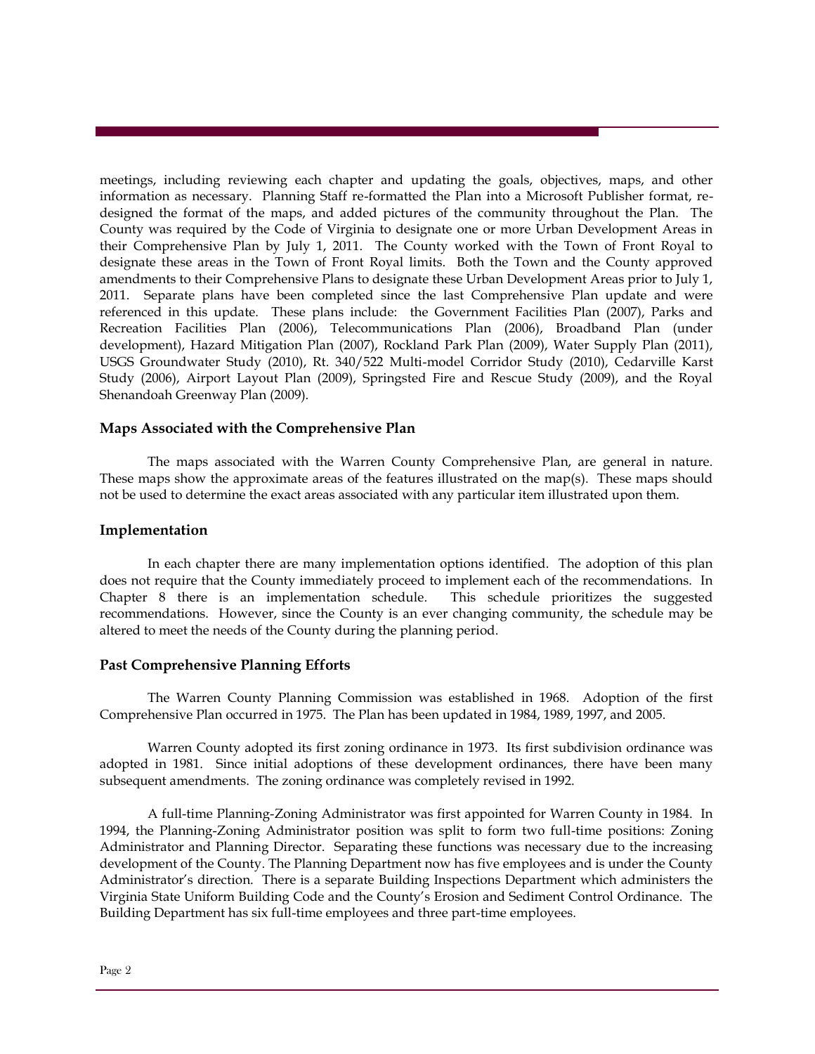meetings, including reviewing each chapter and updating the goals, objectives, maps, and other information as necessary. Planning Staff re-formatted the Plan into a Microsoft Publisher format, re-designed the format of the maps, and added pictures of the community throughout the Plan. The County was required by the Code of Virginia to designate one or more Urban Development Areas in their Comprehensive Plan by July 1, 2011. The County worked with the Town of Front Royal to designate these areas in the Town of Front Royal limits. Both the Town and the County approved amendments to their Comprehensive Plans to designate these Urban Development Areas prior to July 1, 2011. Separate plans have been completed since the last Comprehensive Plan update and were referenced in this update. These plans include: the Government Facilities Plan (2007), Parks and Recreation Facilities Plan (2006), Telecommunications Plan (2006), Broadband Plan (under development), Hazard Mitigation Plan (2007), Rockland Park Plan (2009), Water Supply Plan (2011), USGS Groundwater Study (2010), Rt. 340/522 Multi-model Corridor Study (2010), Cedarville Karst Study (2006), Airport Layout Plan (2009), Springsted Fire and Rescue Study (2009), and the Royal Shenandoah Greenway Plan (2009).

### Maps Associated with the Comprehensive Plan

The maps associated with the Warren County Comprehensive Plan, are general in nature. These maps show the approximate areas of the features illustrated on the map(s). These maps should not be used to determine the exact areas associated with any particular item illustrated upon them.

### Implementation

In each chapter there are many implementation options identified. The adoption of this plan does not require that the County immediately proceed to implement each of the recommendations. In Chapter 8 there is an implementation schedule. This schedule prioritizes the suggested recommendations. However, since the County is an ever changing community, the schedule may be altered to meet the needs of the County during the planning period.

### Past Comprehensive Planning Efforts

The Warren County Planning Commission was established in 1968. Adoption of the first Comprehensive Plan occurred in 1975. The Plan has been updated in 1984, 1989, 1997, and 2005.

Warren County adopted its first zoning ordinance in 1973. Its first subdivision ordinance was adopted in 1981. Since initial adoptions of these development ordinances, there have been many subsequent amendments. The zoning ordinance was completely revised in 1992.

A full-time Planning-Zoning Administrator was first appointed for Warren County in 1984. In 1994, the Planning-Zoning Administrator position was split to form two full-time positions: Zoning Administrator and Planning Director. Separating these functions was necessary due to the increasing development of the County. The Planning Department now has five employees and is under the County Administrator's direction. There is a separate Building Inspections Department which administers the Virginia State Uniform Building Code and the County's Erosion and Sediment Control Ordinance. The Building Department has six full-time employees and three part-time employees.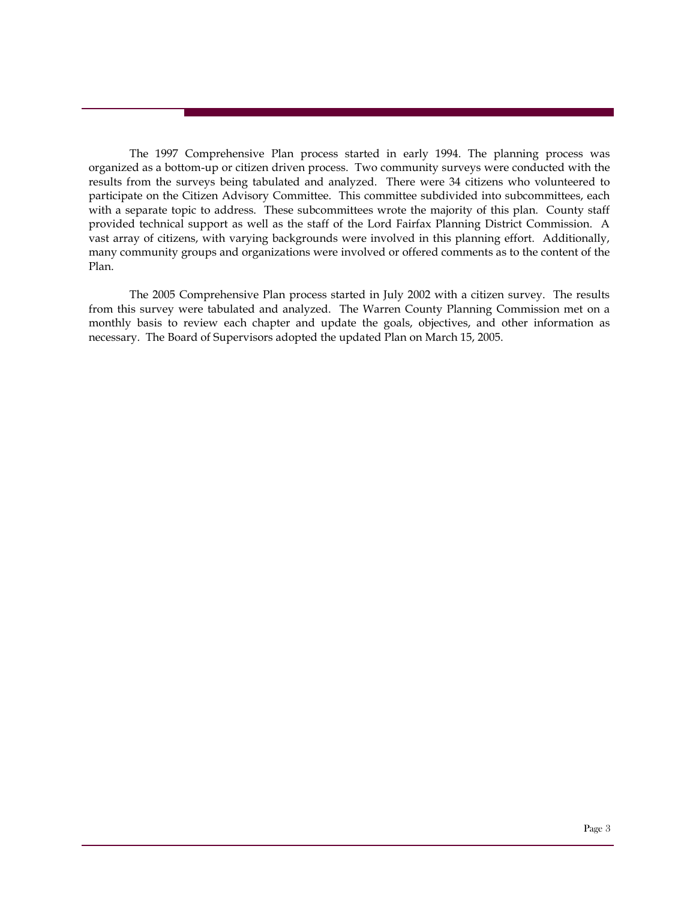The 1997 Comprehensive Plan process started in early 1994. The planning process was organized as a bottom-up or citizen driven process. Two community surveys were conducted with the results from the surveys being tabulated and analyzed. There were 34 citizens who volunteered to participate on the Citizen Advisory Committee. This committee subdivided into subcommittees, each with a separate topic to address. These subcommittees wrote the majority of this plan. County staff provided technical support as well as the staff of the Lord Fairfax Planning District Commission. A vast array of citizens, with varying backgrounds were involved in this planning effort. Additionally, many community groups and organizations were involved or offered comments as to the content of the Plan.

The 2005 Comprehensive Plan process started in July 2002 with a citizen survey. The results from this survey were tabulated and analyzed. The Warren County Planning Commission met on a monthly basis to review each chapter and update the goals, objectives, and other information as necessary. The Board of Supervisors adopted the updated Plan on March 15, 2005.